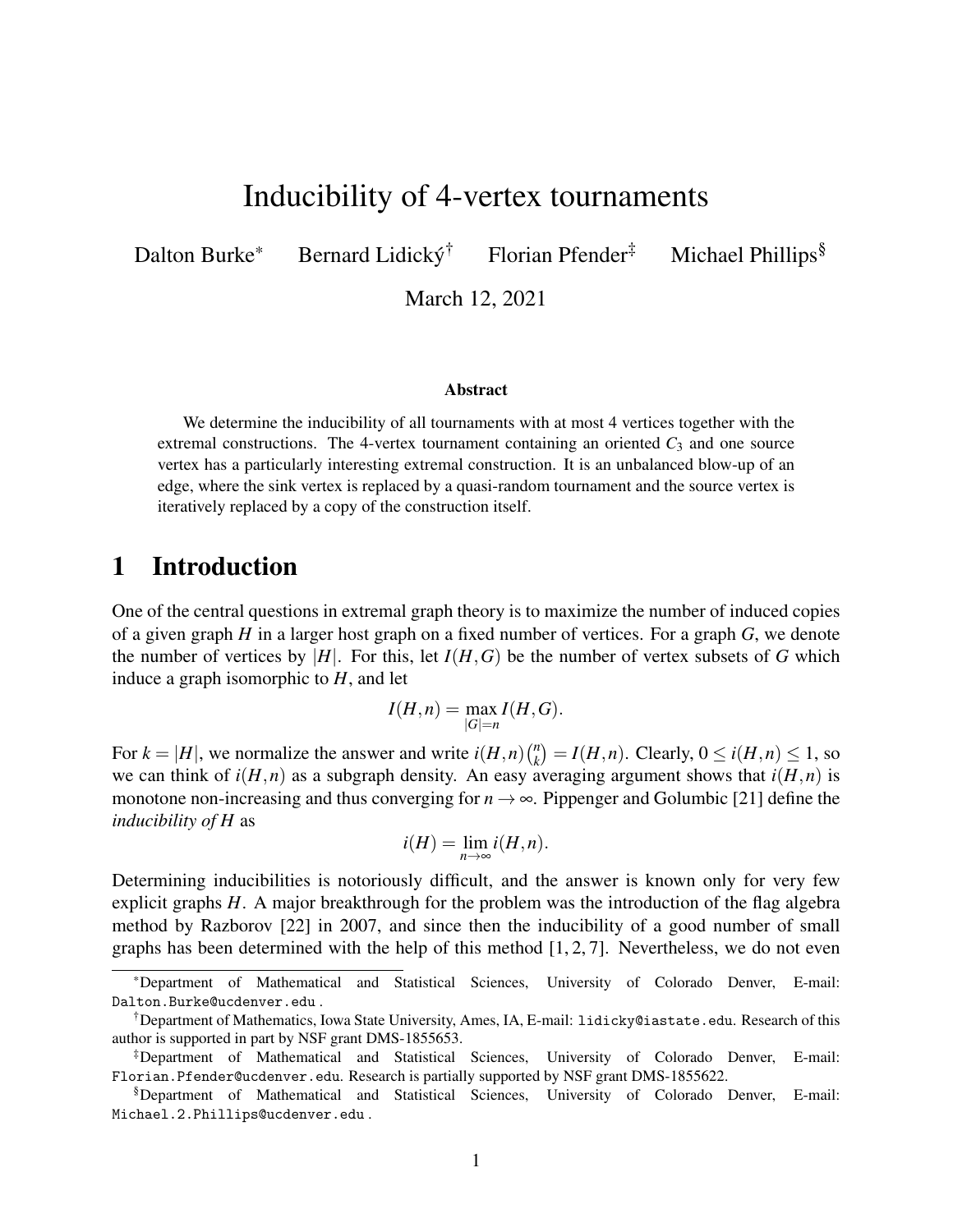# Inducibility of 4-vertex tournaments

Dalton Burke* Bernard Lidický† Florian Pfender‡ Michael Phillips§

March 12, 2021

### Abstract

We determine the inducibility of all tournaments with at most 4 vertices together with the extremal constructions. The 4-vertex tournament containing an oriented $C_3$ and one source vertex has a particularly interesting extremal construction. It is an unbalanced blow-up of an edge, where the sink vertex is replaced by a quasi-random tournament and the source vertex is iteratively replaced by a copy of the construction itself.

## 1 Introduction

One of the central questions in extremal graph theory is to maximize the number of induced copies of a given graph $H$ in a larger host graph on a fixed number of vertices. For a graph $G$, we denote the number of vertices by $|H|$. For this, let $I(H,G)$ be the number of vertex subsets of $G$ which induce a graph isomorphic to $H$, and let

$$I(H,n) = \max_{|G|=n} I(H,G).$$

For $k = |H|$, we normalize the answer and write $i(H,n)\binom{n}{k} = I(H,n)$. Clearly, $0 \leq i(H,n) \leq 1$, so we can think of $i(H,n)$ as a subgraph density. An easy averaging argument shows that $i(H,n)$ is monotone non-increasing and thus converging for $n \to \infty$. Pippenger and Golumbic [21] define the *inducibility of H* as

$$i(H) = \lim_{n\to\infty} i(H,n).$$

Determining inducibilities is notoriously difficult, and the answer is known only for very few explicit graphs $H$. A major breakthrough for the problem was the introduction of the flag algebra method by Razborov [22] in 2007, and since then the inducibility of a good number of small graphs has been determined with the help of this method [1, 2, 7]. Nevertheless, we do not even

*Department of Mathematical and Statistical Sciences, University of Colorado Denver, E-mail: Dalton.Burke@ucdenver.edu .

†Department of Mathematics, Iowa State University, Ames, IA, E-mail: lidicky@iastate.edu. Research of this author is supported in part by NSF grant DMS-1855653.

‡Department of Mathematical and Statistical Sciences, University of Colorado Denver, E-mail: Florian.Pfender@ucdenver.edu. Research is partially supported by NSF grant DMS-1855622.

§Department of Mathematical and Statistical Sciences, University of Colorado Denver, E-mail: Michael.2.Phillips@ucdenver.edu .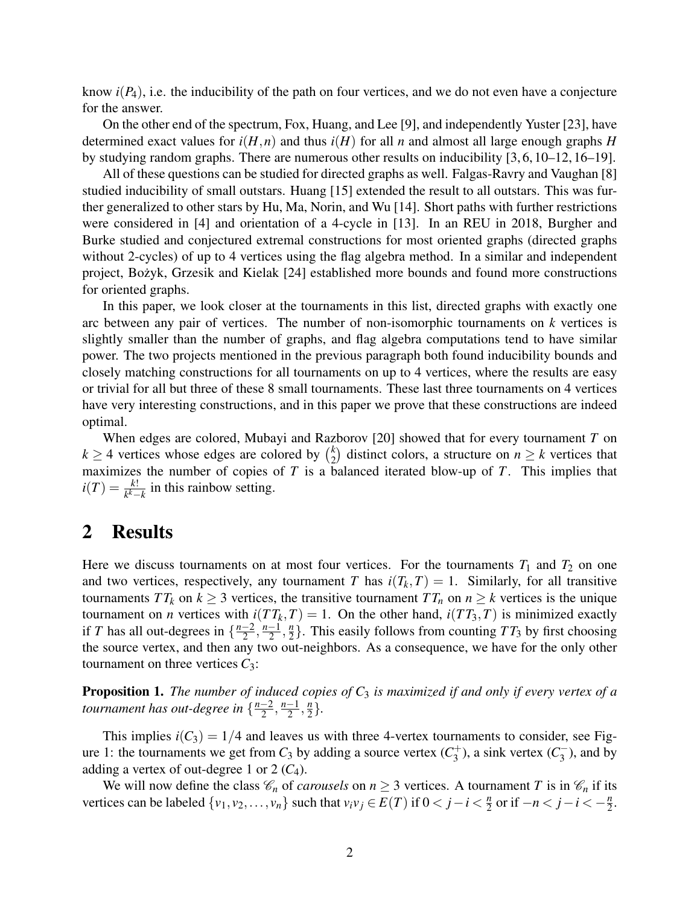know $i(P_4)$, i.e. the inducibility of the path on four vertices, and we do not even have a conjecture for the answer.

On the other end of the spectrum, Fox, Huang, and Lee [9], and independently Yuster [23], have determined exact values for $i(H,n)$ and thus $i(H)$ for all $n$ and almost all large enough graphs $H$ by studying random graphs. There are numerous other results on inducibility [3, 6, 10–12, 16–19].

All of these questions can be studied for directed graphs as well. Falgas-Ravry and Vaughan [8] studied inducibility of small outstars. Huang [15] extended the result to all outstars. This was further generalized to other stars by Hu, Ma, Norin, and Wu [14]. Short paths with further restrictions were considered in [4] and orientation of a 4-cycle in [13]. In an REU in 2018, Burgher and Burke studied and conjectured extremal constructions for most oriented graphs (directed graphs without 2-cycles) of up to 4 vertices using the flag algebra method. In a similar and independent project, Bożyk, Grzesik and Kielak [24] established more bounds and found more constructions for oriented graphs.

In this paper, we look closer at the tournaments in this list, directed graphs with exactly one arc between any pair of vertices. The number of non-isomorphic tournaments on $k$ vertices is slightly smaller than the number of graphs, and flag algebra computations tend to have similar power. The two projects mentioned in the previous paragraph both found inducibility bounds and closely matching constructions for all tournaments on up to 4 vertices, where the results are easy or trivial for all but three of these 8 small tournaments. These last three tournaments on 4 vertices have very interesting constructions, and in this paper we prove that these constructions are indeed optimal.

When edges are colored, Mubayi and Razborov [20] showed that for every tournament $T$ on $k \geq 4$ vertices whose edges are colored by $\binom{k}{2}$ distinct colors, a structure on $n \geq k$ vertices that maximizes the number of copies of $T$ is a balanced iterated blow-up of $T$. This implies that $i(T) = \frac{k!}{k^k - k}$ in this rainbow setting.

## 2 Results

Here we discuss tournaments on at most four vertices. For the tournaments $T_1$ and $T_2$ on one and two vertices, respectively, any tournament $T$ has $i(T_k, T) = 1$. Similarly, for all transitive tournaments $TT_k$ on $k \geq 3$ vertices, the transitive tournament $TT_n$ on $n \geq k$ vertices is the unique tournament on $n$ vertices with $i(TT_k, T) = 1$. On the other hand, $i(TT_3, T)$ is minimized exactly if $T$ has all out-degrees in $\{\frac{n-2}{2}, \frac{n-1}{2}, \frac{n}{2}\}$. This easily follows from counting $TT_3$ by first choosing the source vertex, and then any two out-neighbors. As a consequence, we have for the only other tournament on three vertices $C_3$:

**Proposition 1.** *The number of induced copies of $C_3$ is maximized if and only if every vertex of a tournament has out-degree in $\{\frac{n-2}{2}, \frac{n-1}{2}, \frac{n}{2}\}$.*

This implies $i(C_3) = 1/4$ and leaves us with three 4-vertex tournaments to consider, see Figure 1: the tournaments we get from $C_3$ by adding a source vertex ($C_3^+$), a sink vertex ($C_3^-$), and by adding a vertex of out-degree 1 or 2 ($C_4$).

We will now define the class $\mathscr{C}_n$ of *carousels* on $n \geq 3$ vertices. A tournament $T$ is in $\mathscr{C}_n$ if its vertices can be labeled $\{v_1, v_2, \dots, v_n\}$ such that $v_i v_j \in E(T)$ if $0 < j - i < \frac{n}{2}$ or if $-n < j - i < -\frac{n}{2}$.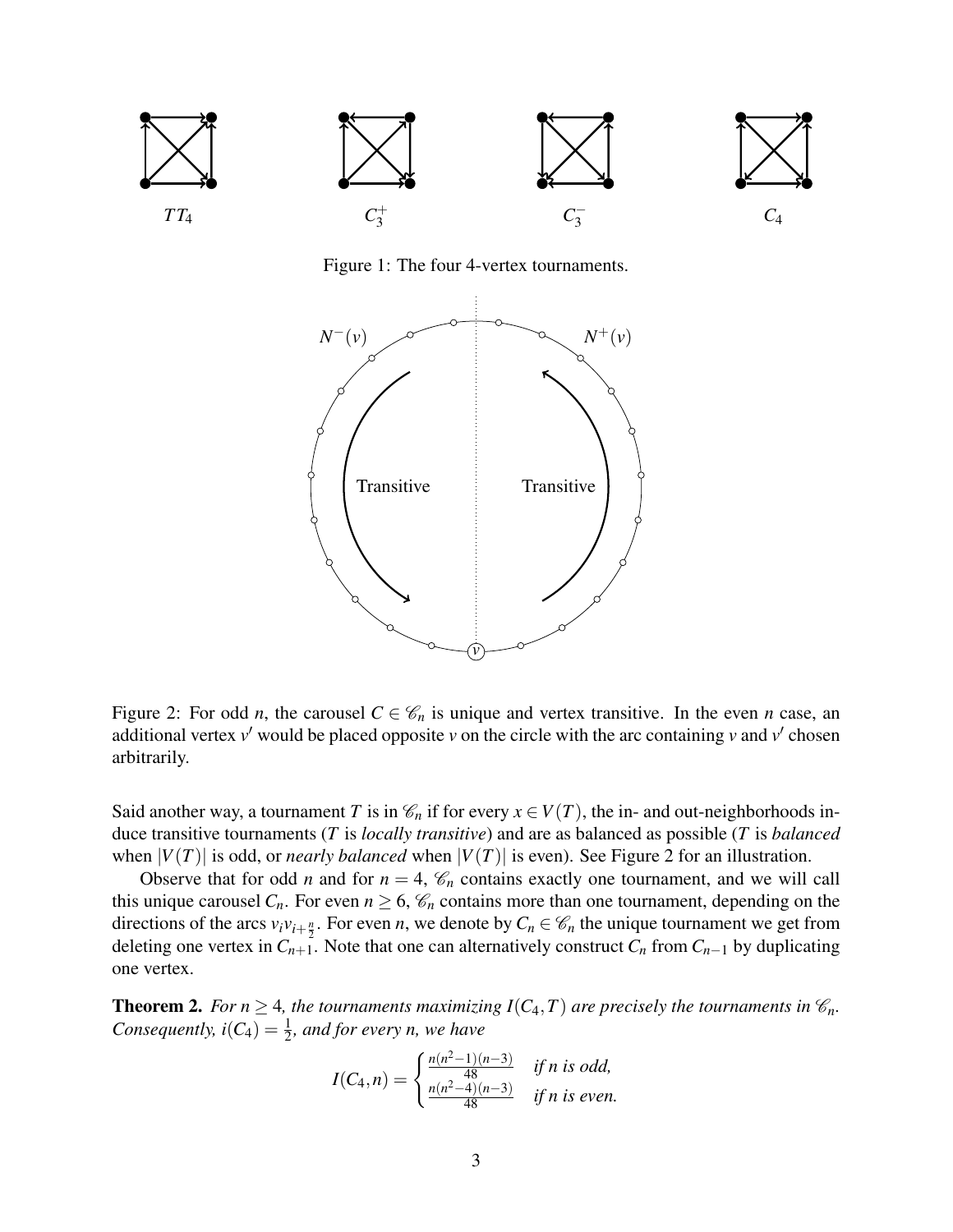$TT_4$ $C_3^+$ $C_3^-$ $C_4$

Figure 1: The four 4-vertex tournaments.

Figure 2: For odd $n$, the carousel $C \in \mathscr{C}_n$ is unique and vertex transitive. In the even $n$ case, an additional vertex $v'$ would be placed opposite $v$ on the circle with the arc containing $v$ and $v'$ chosen arbitrarily.

Said another way, a tournament $T$ is in $\mathscr{C}_n$ if for every $x \in V(T)$, the in- and out-neighborhoods induce transitive tournaments ($T$ is *locally transitive*) and are as balanced as possible ($T$ is *balanced* when $|V(T)|$ is odd, or *nearly balanced* when $|V(T)|$ is even). See Figure 2 for an illustration.

Observe that for odd $n$ and for $n = 4$, $\mathscr{C}_n$ contains exactly one tournament, and we will call this unique carousel $C_n$. For even $n \geq 6$, $\mathscr{C}_n$ contains more than one tournament, depending on the directions of the arcs $v_i v_{i+\frac{n}{2}}$. For even $n$, we denote by $C_n \in \mathscr{C}_n$ the unique tournament we get from deleting one vertex in $C_{n+1}$. Note that one can alternatively construct $C_n$ from $C_{n-1}$ by duplicating one vertex.

**Theorem 2.** *For $n \geq 4$, the tournaments maximizing $I(C_4, T)$ are precisely the tournaments in $\mathscr{C}_n$. Consequently, $i(C_4) = \frac{1}{2}$, and for every $n$, we have*

$$I(C_4, n) = \begin{cases} \frac{n(n^2-1)(n-3)}{48} & \text{if } n \text{ is odd,} \\ \frac{n(n^2-4)(n-3)}{48} & \text{if } n \text{ is even.} \end{cases}$$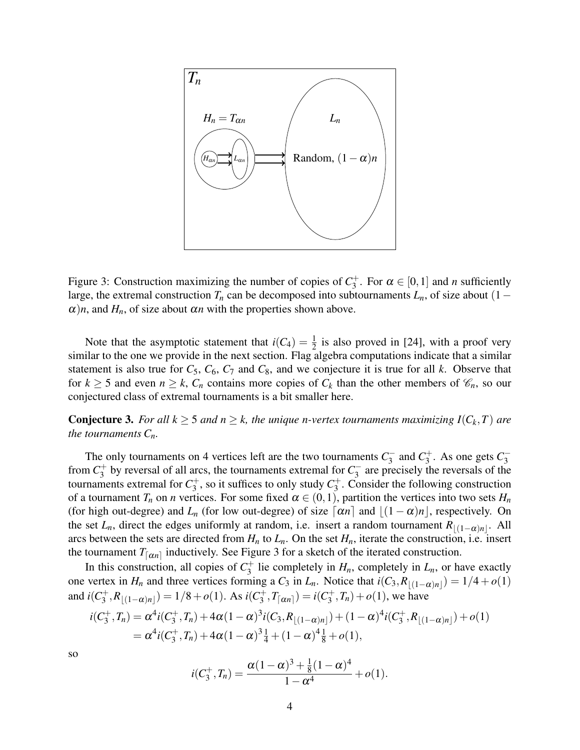Figure 3: Construction maximizing the number of copies of $C_3^+$. For $\alpha \in [0,1]$ and $n$ sufficiently large, the extremal construction $T_n$ can be decomposed into subtournaments $L_n$, of size about $(1-\alpha)n$, and $H_n$, of size about $\alpha n$ with the properties shown above.

Note that the asymptotic statement that $i(C_4) = \frac{1}{2}$ is also proved in [24], with a proof very similar to the one we provide in the next section. Flag algebra computations indicate that a similar statement is also true for $C_5$, $C_6$, $C_7$ and $C_8$, and we conjecture it is true for all $k$. Observe that for $k \geq 5$ and even $n \geq k$, $C_n$ contains more copies of $C_k$ than the other members of $\mathscr{C}_n$, so our conjectured class of extremal tournaments is a bit smaller here.

**Conjecture 3.** *For all $k \geq 5$ and $n \geq k$, the unique $n$-vertex tournaments maximizing $I(C_k, T)$ are the tournaments $C_n$.*

The only tournaments on 4 vertices left are the two tournaments $C_3^-$ and $C_3^+$. As one gets $C_3^-$ from $C_3^+$ by reversal of all arcs, the tournaments extremal for $C_3^-$ are precisely the reversals of the tournaments extremal for $C_3^+$, so it suffices to only study $C_3^+$. Consider the following construction of a tournament $T_n$ on $n$ vertices. For some fixed $\alpha \in (0,1)$, partition the vertices into two sets $H_n$ (for high out-degree) and $L_n$ (for low out-degree) of size $\lceil \alpha n \rceil$ and $\lfloor (1-\alpha)n \rfloor$, respectively. On the set $L_n$, direct the edges uniformly at random, i.e. insert a random tournament $R_{\lfloor (1-\alpha)n \rfloor}$. All arcs between the sets are directed from $H_n$ to $L_n$. On the set $H_n$, iterate the construction, i.e. insert the tournament $T_{\lceil \alpha n \rceil}$ inductively. See Figure 3 for a sketch of the iterated construction.

In this construction, all copies of $C_3^+$ lie completely in $H_n$, completely in $L_n$, or have exactly one vertex in $H_n$ and three vertices forming a $C_3$ in $L_n$. Notice that $i(C_3, R_{\lfloor (1-\alpha)n \rfloor}) = 1/4 + o(1)$ and $i(C_3^+, R_{\lfloor (1-\alpha)n \rfloor}) = 1/8 + o(1)$. As $i(C_3^+, T_{\lceil \alpha n \rceil}) = i(C_3^+, T_n) + o(1)$, we have

$$
\begin{aligned}
i(C_3^+, T_n) &= \alpha^4 i(C_3^+, T_n) + 4\alpha(1-\alpha)^3 i(C_3, R_{\lfloor (1-\alpha)n \rfloor}) + (1-\alpha)^4 i(C_3^+, R_{\lfloor (1-\alpha)n \rfloor}) + o(1) \\
&= \alpha^4 i(C_3^+, T_n) + 4\alpha(1-\alpha)^3 \tfrac{1}{4} + (1-\alpha)^4 \tfrac{1}{8} + o(1),
\end{aligned}
$$

so

$$
i(C_3^+, T_n) = \frac{\alpha(1-\alpha)^3 + \frac{1}{8}(1-\alpha)^4}{1-\alpha^4} + o(1).
$$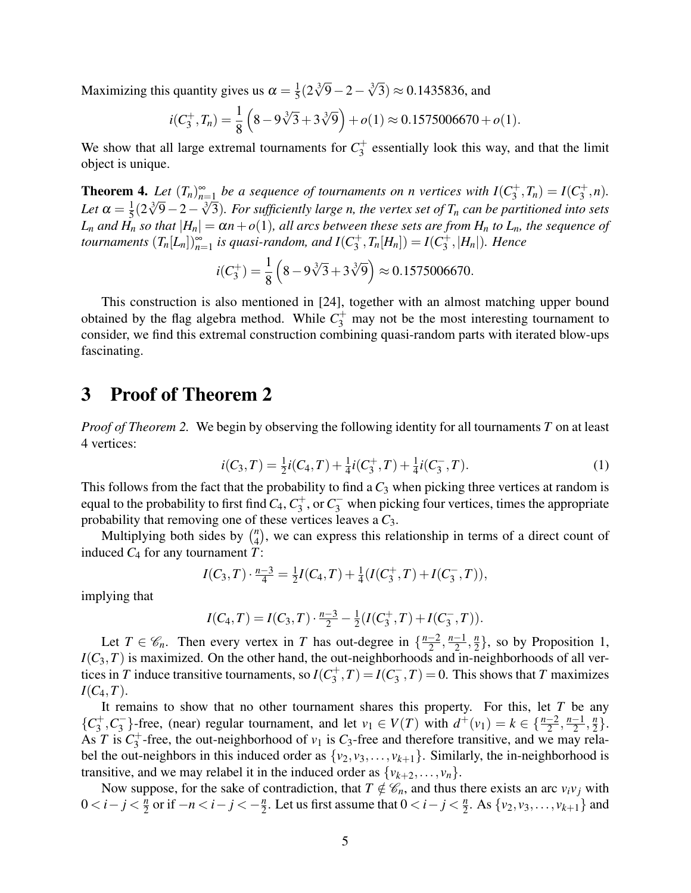Maximizing this quantity gives us $\alpha = \frac{1}{5}(2\sqrt[3]{9} - 2 - \sqrt[3]{3}) \approx 0.1435836$, and

$$i(C_3^+, T_n) = \frac{1}{8}\left(8 - 9\sqrt[3]{3} + 3\sqrt[3]{9}\right) + o(1) \approx 0.1575006670 + o(1).$$

We show that all large extremal tournaments for $C_3^+$ essentially look this way, and that the limit object is unique.

**Theorem 4.** *Let $(T_n)_{n=1}^{\infty}$ be a sequence of tournaments on n vertices with $I(C_3^+, T_n) = I(C_3^+, n)$. Let $\alpha = \frac{1}{5}(2\sqrt[3]{9} - 2 - \sqrt[3]{3})$. For sufficiently large n, the vertex set of $T_n$ can be partitioned into sets $L_n$ and $H_n$ so that $|H_n| = \alpha n + o(1)$, all arcs between these sets are from $H_n$ to $L_n$, the sequence of tournaments $(T_n[L_n])_{n=1}^{\infty}$ is quasi-random, and $I(C_3^+, T_n[H_n]) = I(C_3^+, |H_n|)$. Hence*

$$i(C_3^+) = \frac{1}{8}\left(8 - 9\sqrt[3]{3} + 3\sqrt[3]{9}\right) \approx 0.1575006670.$$

This construction is also mentioned in [24], together with an almost matching upper bound obtained by the flag algebra method. While $C_3^+$ may not be the most interesting tournament to consider, we find this extremal construction combining quasi-random parts with iterated blow-ups fascinating.

# 3 Proof of Theorem 2

*Proof of Theorem 2.* We begin by observing the following identity for all tournaments $T$ on at least 4 vertices:

$$i(C_3, T) = \tfrac{1}{2}i(C_4, T) + \tfrac{1}{4}i(C_3^+, T) + \tfrac{1}{4}i(C_3^-, T). \tag{1}$$

This follows from the fact that the probability to find a $C_3$ when picking three vertices at random is equal to the probability to first find $C_4$, $C_3^+$, or $C_3^-$ when picking four vertices, times the appropriate probability that removing one of these vertices leaves a $C_3$.

Multiplying both sides by $\binom{n}{4}$, we can express this relationship in terms of a direct count of induced $C_4$ for any tournament $T$:

$$I(C_3, T) \cdot \tfrac{n-3}{4} = \tfrac{1}{2}I(C_4, T) + \tfrac{1}{4}(I(C_3^+, T) + I(C_3^-, T)),$$

implying that

$$I(C_4, T) = I(C_3, T) \cdot \tfrac{n-3}{2} - \tfrac{1}{2}(I(C_3^+, T) + I(C_3^-, T)).$$

Let $T \in \mathscr{C}_n$. Then every vertex in $T$ has out-degree in $\{\frac{n-2}{2}, \frac{n-1}{2}, \frac{n}{2}\}$, so by Proposition 1, $I(C_3, T)$ is maximized. On the other hand, the out-neighborhoods and in-neighborhoods of all vertices in $T$ induce transitive tournaments, so $I(C_3^+, T) = I(C_3^-, T) = 0$. This shows that $T$ maximizes $I(C_4, T)$.

It remains to show that no other tournament shares this property. For this, let $T$ be any $\{C_3^+, C_3^-\}$-free, (near) regular tournament, and let $v_1 \in V(T)$ with $d^+(v_1) = k \in \{\frac{n-2}{2}, \frac{n-1}{2}, \frac{n}{2}\}$. As $T$ is $C_3^+$-free, the out-neighborhood of $v_1$ is $C_3$-free and therefore transitive, and we may relabel the out-neighbors in this induced order as $\{v_2, v_3, \ldots, v_{k+1}\}$. Similarly, the in-neighborhood is transitive, and we may relabel it in the induced order as $\{v_{k+2}, \ldots, v_n\}$.

Now suppose, for the sake of contradiction, that $T \notin \mathscr{C}_n$, and thus there exists an arc $v_iv_j$ with $0 < i - j < \frac{n}{2}$ or if $-n < i - j < -\frac{n}{2}$. Let us first assume that $0 < i - j < \frac{n}{2}$. As $\{v_2, v_3, \ldots, v_{k+1}\}$ and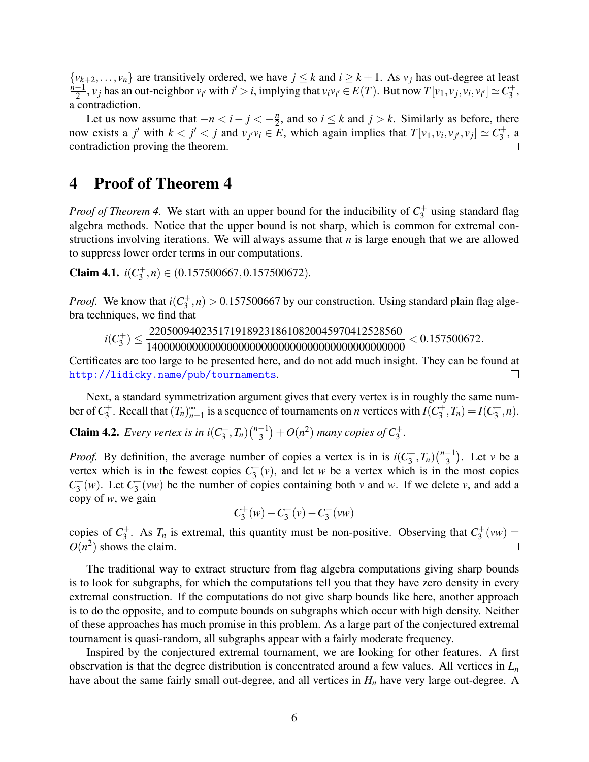$\{v_{k+2},\ldots,v_n\}$ are transitively ordered, we have $j \le k$ and $i \ge k+1$. As $v_j$ has out-degree at least $\frac{n-1}{2}$, $v_j$ has an out-neighbor $v_{i'}$ with $i' > i$, implying that $v_i v_{i'} \in E(T)$. But now $T[v_1, v_j, v_i, v_{i'}] \simeq C_3^+$, a contradiction.

Let us now assume that $-n < i - j < -\frac{n}{2}$, and so $i \le k$ and $j > k$. Similarly as before, there now exists a $j'$ with $k < j' < j$ and $v_{j'} v_i \in E$, which again implies that $T[v_1, v_i, v_{j'}, v_j] \simeq C_3^+$, a contradiction proving the theorem. □

## 4 Proof of Theorem 4

*Proof of Theorem 4.* We start with an upper bound for the inducibility of $C_3^+$ using standard flag algebra methods. Notice that the upper bound is not sharp, which is common for extremal constructions involving iterations. We will always assume that $n$ is large enough that we are allowed to suppress lower order terms in our computations.

**Claim 4.1.** $i(C_3^+, n) \in (0.157500667, 0.157500672)$.

*Proof.* We know that $i(C_3^+, n) > 0.157500667$ by our construction. Using standard plain flag algebra techniques, we find that

$$i(C_3^+) \le \frac{220500940235171918923186108200459704125285 60}{14000000000000000000000000000000000000000000} < 0.157500672.$$

Certificates are too large to be presented here, and do not add much insight. They can be found at http://lidicky.name/pub/tournaments. □

Next, a standard symmetrization argument gives that every vertex is in roughly the same number of $C_3^+$. Recall that $(T_n)_{n=1}^{\infty}$ is a sequence of tournaments on $n$ vertices with $I(C_3^+, T_n) = I(C_3^+, n)$.

**Claim 4.2.** *Every vertex is in $i(C_3^+, T_n)\binom{n-1}{3} + O(n^2)$ many copies of $C_3^+$.*

*Proof.* By definition, the average number of copies a vertex is in is $i(C_3^+, T_n)\binom{n-1}{3}$. Let $v$ be a vertex which is in the fewest copies $C_3^+(v)$, and let $w$ be a vertex which is in the most copies $C_3^+(w)$. Let $C_3^+(vw)$ be the number of copies containing both $v$ and $w$. If we delete $v$, and add a copy of $w$, we gain

$$C_3^+(w) - C_3^+(v) - C_3^+(vw)$$

copies of $C_3^+$. As $T_n$ is extremal, this quantity must be non-positive. Observing that $C_3^+(vw) = O(n^2)$ shows the claim. □

The traditional way to extract structure from flag algebra computations giving sharp bounds is to look for subgraphs, for which the computations tell you that they have zero density in every extremal construction. If the computations do not give sharp bounds like here, another approach is to do the opposite, and to compute bounds on subgraphs which occur with high density. Neither of these approaches has much promise in this problem. As a large part of the conjectured extremal tournament is quasi-random, all subgraphs appear with a fairly moderate frequency.

Inspired by the conjectured extremal tournament, we are looking for other features. A first observation is that the degree distribution is concentrated around a few values. All vertices in $L_n$ have about the same fairly small out-degree, and all vertices in $H_n$ have very large out-degree. A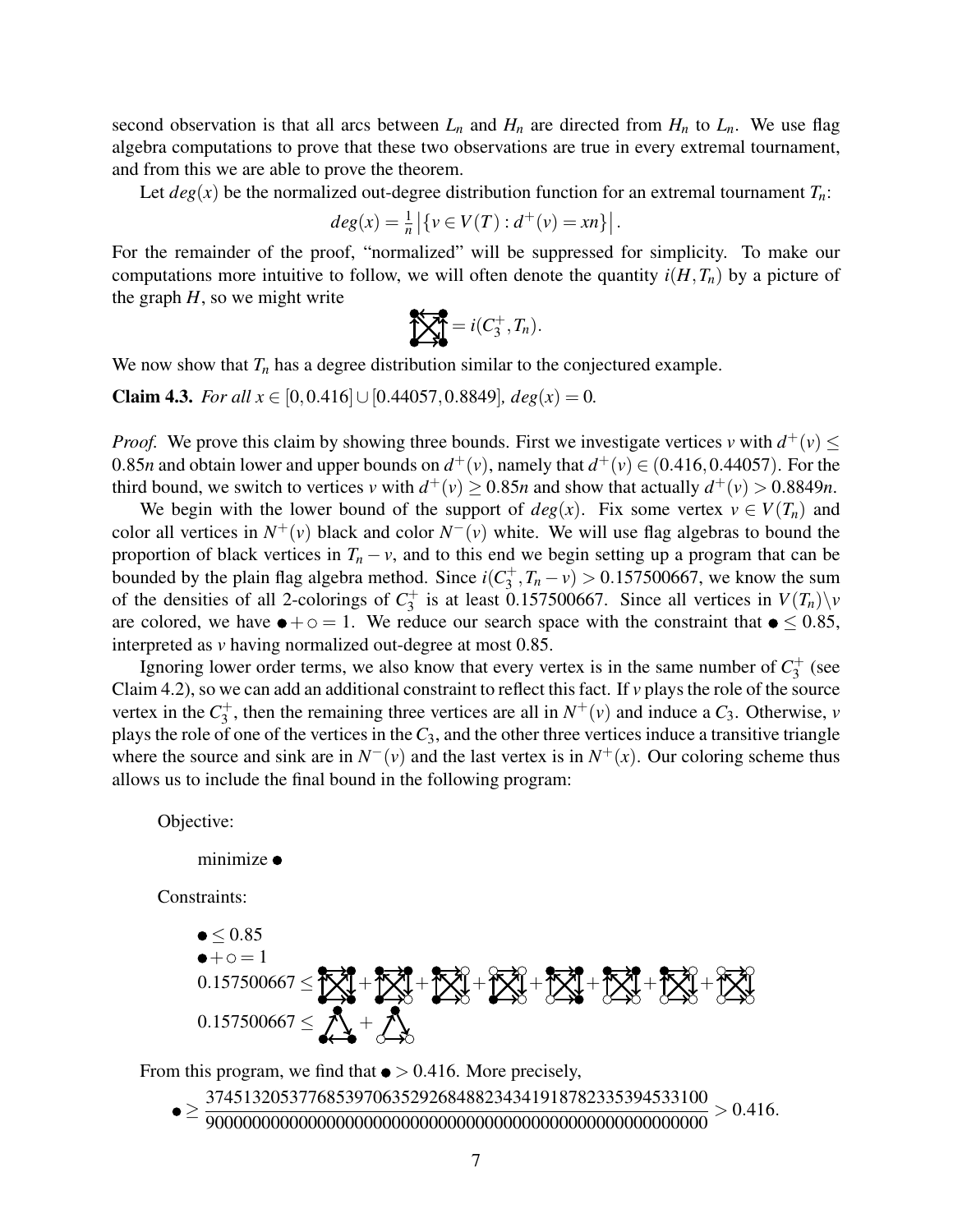second observation is that all arcs between $L_n$ and $H_n$ are directed from $H_n$ to $L_n$. We use flag algebra computations to prove that these two observations are true in every extremal tournament, and from this we are able to prove the theorem.

Let $deg(x)$ be the normalized out-degree distribution function for an extremal tournament $T_n$:

$$deg(x) = \frac{1}{n}\left|\{v \in V(T) : d^+(v) = xn\}\right|.$$

For the remainder of the proof, "normalized" will be suppressed for simplicity. To make our computations more intuitive to follow, we will often denote the quantity $i(H, T_n)$ by a picture of the graph $H$, so we might write

$$[\text{picture of } C_3^+] = i(C_3^+, T_n).$$

We now show that $T_n$ has a degree distribution similar to the conjectured example.

**Claim 4.3.** *For all $x \in [0, 0.416] \cup [0.44057, 0.8849]$, $deg(x) = 0$.*

*Proof.* We prove this claim by showing three bounds. First we investigate vertices $v$ with $d^+(v) \leq 0.85n$ and obtain lower and upper bounds on $d^+(v)$, namely that $d^+(v) \in (0.416, 0.44057)$. For the third bound, we switch to vertices $v$ with $d^+(v) \geq 0.85n$ and show that actually $d^+(v) > 0.8849n$.

We begin with the lower bound of the support of $deg(x)$. Fix some vertex $v \in V(T_n)$ and color all vertices in $N^+(v)$ black and color $N^-(v)$ white. We will use flag algebras to bound the proportion of black vertices in $T_n - v$, and to this end we begin setting up a program that can be bounded by the plain flag algebra method. Since $i(C_3^+, T_n - v) > 0.157500667$, we know the sum of the densities of all 2-colorings of $C_3^+$ is at least 0.157500667. Since all vertices in $V(T_n)\backslash v$ are colored, we have $\bullet + \circ = 1$. We reduce our search space with the constraint that $\bullet \leq 0.85$, interpreted as $v$ having normalized out-degree at most 0.85.

Ignoring lower order terms, we also know that every vertex is in the same number of $C_3^+$ (see Claim 4.2), so we can add an additional constraint to reflect this fact. If $v$ plays the role of the source vertex in the $C_3^+$, then the remaining three vertices are all in $N^+(v)$ and induce a $C_3$. Otherwise, $v$ plays the role of one of the vertices in the $C_3$, and the other three vertices induce a transitive triangle where the source and sink are in $N^-(v)$ and the last vertex is in $N^+(x)$. Our coloring scheme thus allows us to include the final bound in the following program:

Objective:

minimize $\bullet$

Constraints:

$\bullet \leq 0.85$

$\bullet + \circ = 1$

$0.157500667 \leq$ [sum of 8 two-colored $C_3^+$ pictures]

$0.157500667 \leq$ [two-colored $C_3$ (all black)] + [two-colored transitive triangle]

From this program, we find that $\bullet > 0.416$. More precisely,

$$\bullet \geq \frac{374513205377685397063529268488234341918782335394533100}{900000000000000000000000000000000000000000000000000000} > 0.416.$$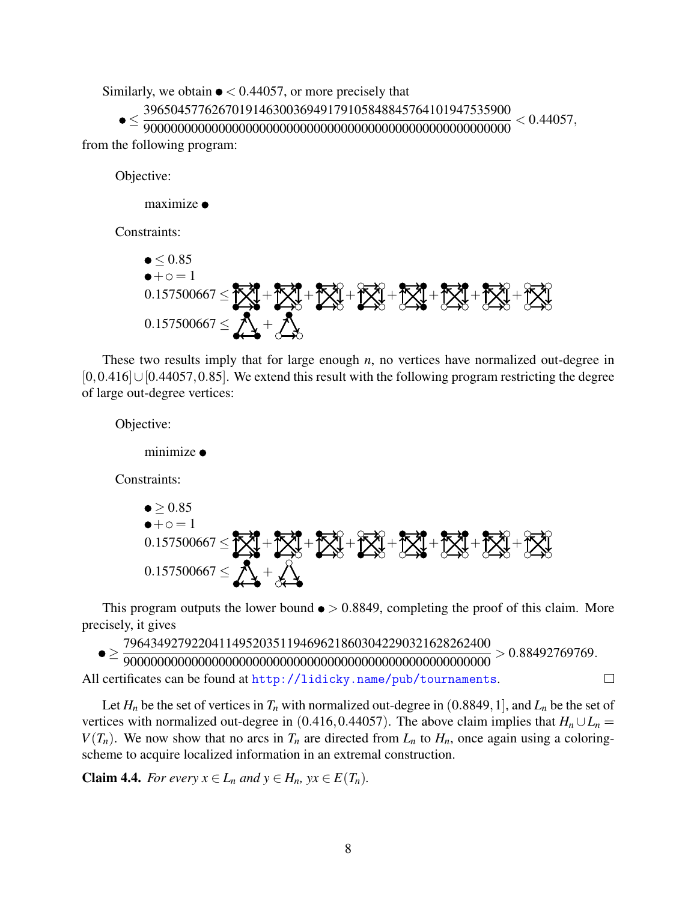Similarly, we obtain $\bullet < 0.44057$, or more precisely that

$$\bullet \leq \frac{39650457762670191463003694917910584884576410194753590 0}{900000000000000000000000000000000000000000000000000000} < 0.44057,$$

from the following program:

Objective:

maximize $\bullet$

Constraints:

$\bullet \leq 0.85$

$\bullet + \circ = 1$

$0.157500667 \leq$ [graph] + [graph] + [graph] + [graph] + [graph] + [graph] + [graph] + [graph]

$0.157500667 \leq$ [graph] + [graph]

These two results imply that for large enough $n$, no vertices have normalized out-degree in $[0, 0.416] \cup [0.44057, 0.85]$. We extend this result with the following program restricting the degree of large out-degree vertices:

Objective:

minimize $\bullet$

Constraints:

$\bullet \geq 0.85$

$\bullet + \circ = 1$

$0.157500667 \leq$ [graph] + [graph] + [graph] + [graph] + [graph] + [graph] + [graph] + [graph]

$0.157500667 \leq$ [graph] + [graph]

This program outputs the lower bound $\bullet > 0.8849$, completing the proof of this claim. More precisely, it gives

$$\bullet \geq \frac{796434927922041149520351194696218603042290321628262400}{900000000000000000000000000000000000000000000000000000} > 0.88492769769.$$

All certificates can be found at http://lidicky.name/pub/tournaments. $\square$

Let $H_n$ be the set of vertices in $T_n$ with normalized out-degree in $(0.8849, 1]$, and $L_n$ be the set of vertices with normalized out-degree in $(0.416, 0.44057)$. The above claim implies that $H_n \cup L_n = V(T_n)$. We now show that no arcs in $T_n$ are directed from $L_n$ to $H_n$, once again using a coloring-scheme to acquire localized information in an extremal construction.

**Claim 4.4.** *For every $x \in L_n$ and $y \in H_n$, $yx \in E(T_n)$.*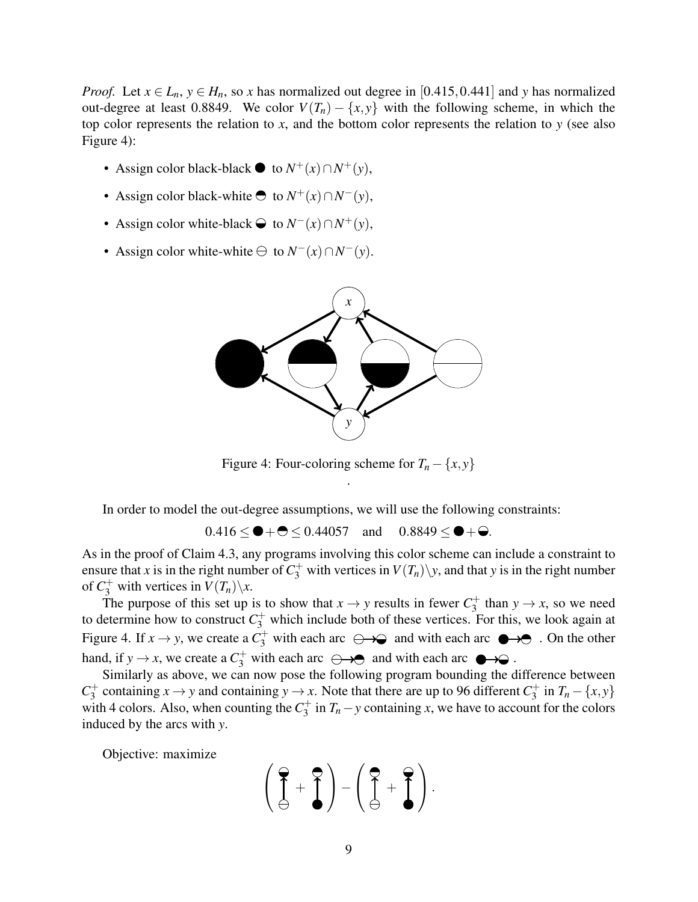*Proof.* Let $x \in L_n$, $y \in H_n$, so $x$ has normalized out degree in $[0.415, 0.441]$ and $y$ has normalized out-degree at least 0.8849. We color $V(T_n) - \{x, y\}$ with the following scheme, in which the top color represents the relation to $x$, and the bottom color represents the relation to $y$ (see also Figure 4):

- Assign color black-black ● to $N^+(x) \cap N^+(y)$,
- Assign color black-white ◓ to $N^+(x) \cap N^-(y)$,
- Assign color white-black ◒ to $N^-(x) \cap N^+(y)$,
- Assign color white-white ⊖ to $N^-(x) \cap N^-(y)$.

Figure 4: Four-coloring scheme for $T_n - \{x, y\}$

.

In order to model the out-degree assumptions, we will use the following constraints:

$$0.416 \leq ● + ◓ \leq 0.44057 \quad \text{and} \quad 0.8849 \leq ● + ◒.$$

As in the proof of Claim 4.3, any programs involving this color scheme can include a constraint to ensure that $x$ is in the right number of $C_3^+$ with vertices in $V(T_n) \backslash y$, and that $y$ is in the right number of $C_3^+$ with vertices in $V(T_n) \backslash x$.

The purpose of this set up is to show that $x \to y$ results in fewer $C_3^+$ than $y \to x$, so we need to determine how to construct $C_3^+$ which include both of these vertices. For this, we look again at Figure 4. If $x \to y$, we create a $C_3^+$ with each arc ⊖→◒ and with each arc ●→◓. On the other hand, if $y \to x$, we create a $C_3^+$ with each arc ⊖→◓ and with each arc ●→◒.

Similarly as above, we can now pose the following program bounding the difference between $C_3^+$ containing $x \to y$ and containing $y \to x$. Note that there are up to 96 different $C_3^+$ in $T_n - \{x, y\}$ with 4 colors. Also, when counting the $C_3^+$ in $T_n - y$ containing $x$, we have to account for the colors induced by the arcs with $y$.

Objective: maximize

$$\left( (⊖ \to ◒) + (● \to ◓) \right) - \left( (⊖ \to ◓) + (● \to ◒) \right).$$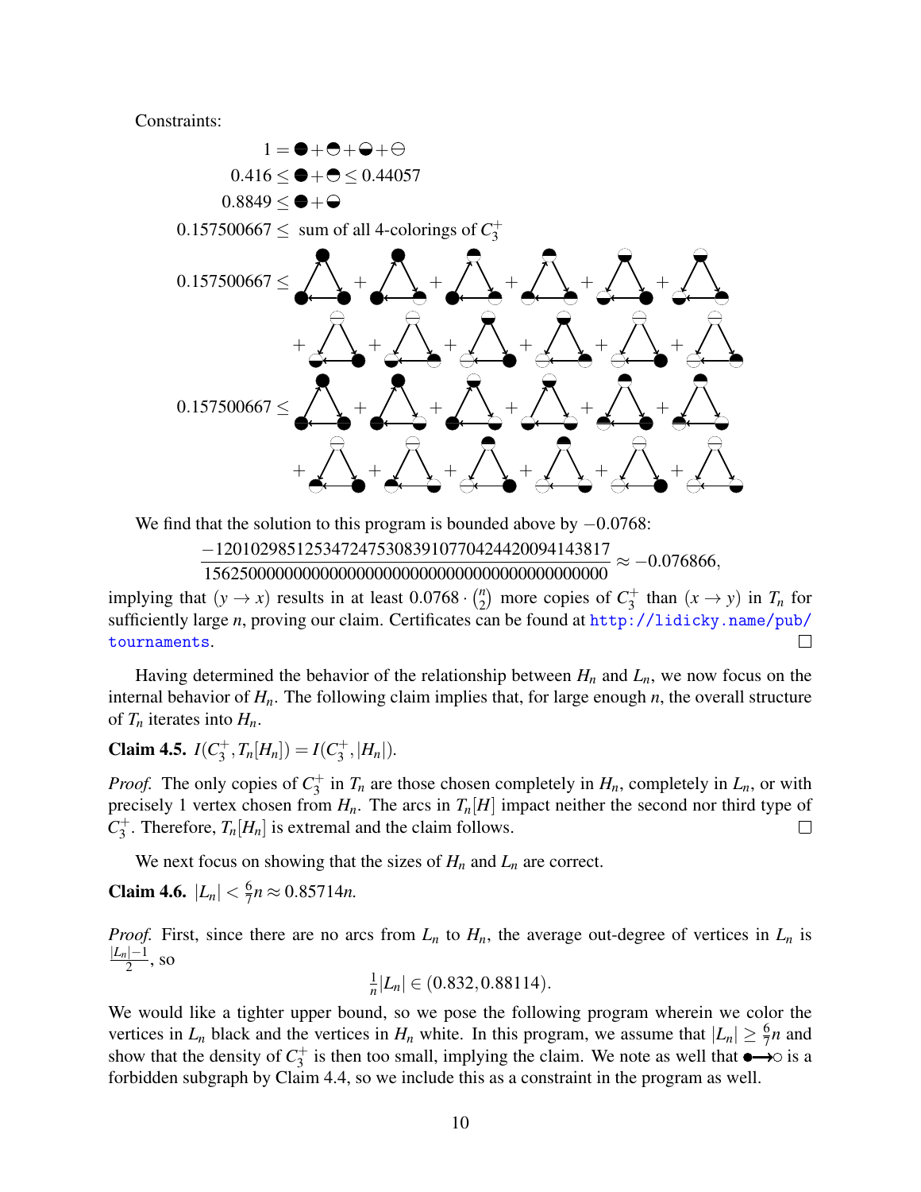Constraints:

$$1 = \bullet + \ominus + \ominus + \ominus$$

$$0.416 \le \bullet + \ominus \le 0.44057$$

$$0.8849 \le \bullet + \ominus$$

$0.157500667 \le$ sum of all 4-colorings of $C_3^+$

$0.157500667 \le$ [sum of 12 colored $C_3^+$ diagrams]

$0.157500667 \le$ [sum of 12 colored $C_3^+$ diagrams]

We find that the solution to this program is bounded above by $-0.0768$:

$$\frac{-120102985125347247530839107704244200941438 17}{15625000000000000000000000000000000000000000} \approx -0.076866,$$

implying that $(y \to x)$ results in at least $0.0768 \cdot \binom{n}{2}$ more copies of $C_3^+$ than $(x \to y)$ in $T_n$ for sufficiently large $n$, proving our claim. Certificates can be found at http://lidicky.name/pub/tournaments. □

Having determined the behavior of the relationship between $H_n$ and $L_n$, we now focus on the internal behavior of $H_n$. The following claim implies that, for large enough $n$, the overall structure of $T_n$ iterates into $H_n$.

**Claim 4.5.** $I(C_3^+, T_n[H_n]) = I(C_3^+, |H_n|)$.

*Proof.* The only copies of $C_3^+$ in $T_n$ are those chosen completely in $H_n$, completely in $L_n$, or with precisely 1 vertex chosen from $H_n$. The arcs in $T_n[H]$ impact neither the second nor third type of $C_3^+$. Therefore, $T_n[H_n]$ is extremal and the claim follows. □

We next focus on showing that the sizes of $H_n$ and $L_n$ are correct.

**Claim 4.6.** $|L_n| < \frac{6}{7}n \approx 0.85714n$.

*Proof.* First, since there are no arcs from $L_n$ to $H_n$, the average out-degree of vertices in $L_n$ is $\frac{|L_n|-1}{2}$, so

$$\tfrac{1}{n}|L_n| \in (0.832, 0.88114).$$

We would like a tighter upper bound, so we pose the following program wherein we color the vertices in $L_n$ black and the vertices in $H_n$ white. In this program, we assume that $|L_n| \ge \frac{6}{7}n$ and show that the density of $C_3^+$ is then too small, implying the claim. We note as well that $\bullet\!\!\longrightarrow\!\!\circ$ is a forbidden subgraph by Claim 4.4, so we include this as a constraint in the program as well.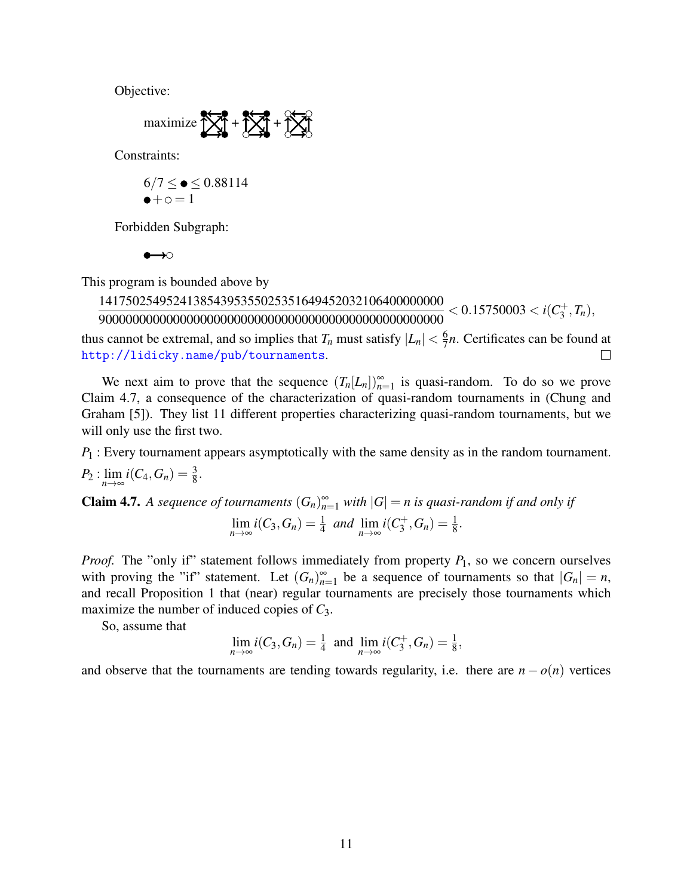Objective:

maximize [graph] + [graph] + [graph]

Constraints:

$6/7 \leq \bullet \leq 0.88114$
$\bullet + \circ = 1$

Forbidden Subgraph:

$\bullet \!\!\longrightarrow\!\! \circ$

This program is bounded above by

$$\frac{1417502549524138543953550253516494520321064000000000}{9000000000000000000000000000000000000000000000000000} < 0.15750003 < i(C_3^+, T_n),$$

thus cannot be extremal, and so implies that $T_n$ must satisfy $|L_n| < \frac{6}{7}n$. Certificates can be found at http://lidicky.name/pub/tournaments. $\square$

We next aim to prove that the sequence $(T_n[L_n])_{n=1}^{\infty}$ is quasi-random. To do so we prove Claim 4.7, a consequence of the characterization of quasi-random tournaments in (Chung and Graham [5]). They list 11 different properties characterizing quasi-random tournaments, but we will only use the first two.

$P_1$ : Every tournament appears asymptotically with the same density as in the random tournament.

$P_2$ : $\lim_{n\to\infty} i(C_4, G_n) = \frac{3}{8}$.

**Claim 4.7.** *A sequence of tournaments* $(G_n)_{n=1}^{\infty}$ *with* $|G| = n$ *is quasi-random if and only if*

$$\lim_{n\to\infty} i(C_3, G_n) = \tfrac{1}{4} \text{ and } \lim_{n\to\infty} i(C_3^+, G_n) = \tfrac{1}{8}.$$

*Proof.* The "only if" statement follows immediately from property $P_1$, so we concern ourselves with proving the "if" statement. Let $(G_n)_{n=1}^{\infty}$ be a sequence of tournaments so that $|G_n| = n$, and recall Proposition 1 that (near) regular tournaments are precisely those tournaments which maximize the number of induced copies of $C_3$.

So, assume that

$$\lim_{n\to\infty} i(C_3, G_n) = \tfrac{1}{4} \text{ and } \lim_{n\to\infty} i(C_3^+, G_n) = \tfrac{1}{8},$$

and observe that the tournaments are tending towards regularity, i.e. there are $n - o(n)$ vertices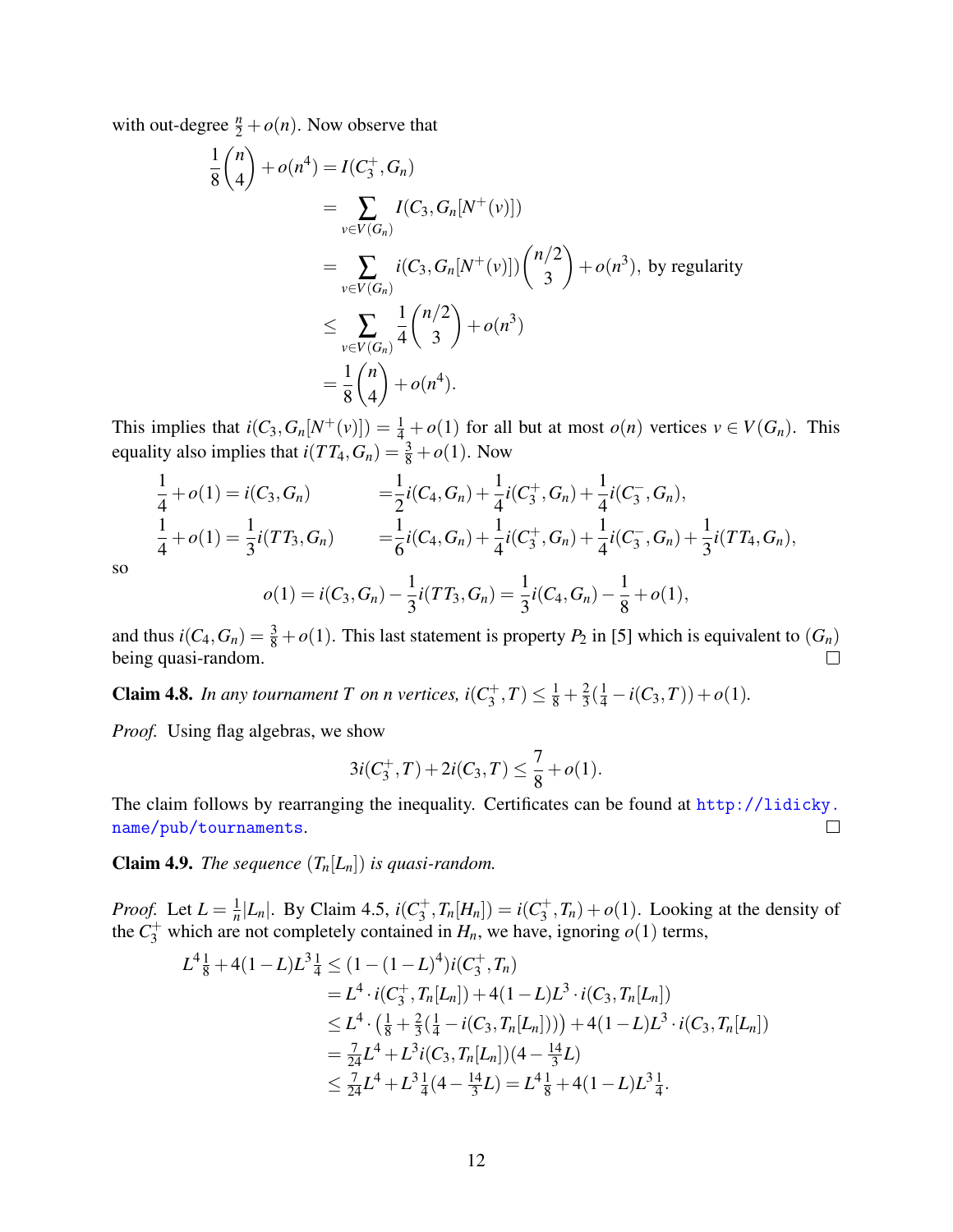with out-degree $\frac{n}{2}+o(n)$. Now observe that

$$
\begin{aligned}
\frac{1}{8}\binom{n}{4}+o(n^4) &= I(C_3^+,G_n)\\
&= \sum_{v\in V(G_n)} I(C_3,G_n[N^+(v)])\\
&= \sum_{v\in V(G_n)} i(C_3,G_n[N^+(v)])\binom{n/2}{3}+o(n^3), \text{ by regularity}\\
&\le \sum_{v\in V(G_n)} \frac{1}{4}\binom{n/2}{3}+o(n^3)\\
&= \frac{1}{8}\binom{n}{4}+o(n^4).
\end{aligned}
$$

This implies that $i(C_3,G_n[N^+(v)])=\frac{1}{4}+o(1)$ for all but at most $o(n)$ vertices $v\in V(G_n)$. This equality also implies that $i(TT_4,G_n)=\frac{3}{8}+o(1)$. Now

$$
\begin{aligned}
\frac{1}{4}+o(1)=i(C_3,G_n) \qquad &=\frac{1}{2}i(C_4,G_n)+\frac{1}{4}i(C_3^+,G_n)+\frac{1}{4}i(C_3^-,G_n),\\
\frac{1}{4}+o(1)=\frac{1}{3}i(TT_3,G_n) \qquad &=\frac{1}{6}i(C_4,G_n)+\frac{1}{4}i(C_3^+,G_n)+\frac{1}{4}i(C_3^-,G_n)+\frac{1}{3}i(TT_4,G_n),
\end{aligned}
$$

so

$$
o(1)=i(C_3,G_n)-\frac{1}{3}i(TT_3,G_n)=\frac{1}{3}i(C_4,G_n)-\frac{1}{8}+o(1),
$$

and thus $i(C_4,G_n)=\frac{3}{8}+o(1)$. This last statement is property $P_2$ in [5] which is equivalent to $(G_n)$ being quasi-random. □

**Claim 4.8.** *In any tournament $T$ on $n$ vertices, $i(C_3^+,T)\le\frac{1}{8}+\frac{2}{3}(\frac{1}{4}-i(C_3,T))+o(1)$.*

*Proof.* Using flag algebras, we show

$$
3i(C_3^+,T)+2i(C_3,T)\le\frac{7}{8}+o(1).
$$

The claim follows by rearranging the inequality. Certificates can be found at http://lidicky.name/pub/tournaments. □

**Claim 4.9.** *The sequence $(T_n[L_n])$ is quasi-random.*

*Proof.* Let $L=\frac{1}{n}|L_n|$. By Claim 4.5, $i(C_3^+,T_n[H_n])=i(C_3^+,T_n)+o(1)$. Looking at the density of the $C_3^+$ which are not completely contained in $H_n$, we have, ignoring $o(1)$ terms,

$$
\begin{aligned}
L^4\tfrac{1}{8}+4(1-L)L^3\tfrac{1}{4} &\le (1-(1-L)^4)i(C_3^+,T_n)\\
&= L^4\cdot i(C_3^+,T_n[L_n])+4(1-L)L^3\cdot i(C_3,T_n[L_n])\\
&\le L^4\cdot\left(\tfrac{1}{8}+\tfrac{2}{3}(\tfrac{1}{4}-i(C_3,T_n[L_n]))\right)+4(1-L)L^3\cdot i(C_3,T_n[L_n])\\
&= \tfrac{7}{24}L^4+L^3 i(C_3,T_n[L_n])(4-\tfrac{14}{3}L)\\
&\le \tfrac{7}{24}L^4+L^3\tfrac{1}{4}(4-\tfrac{14}{3}L)=L^4\tfrac{1}{8}+4(1-L)L^3\tfrac{1}{4}.
\end{aligned}
$$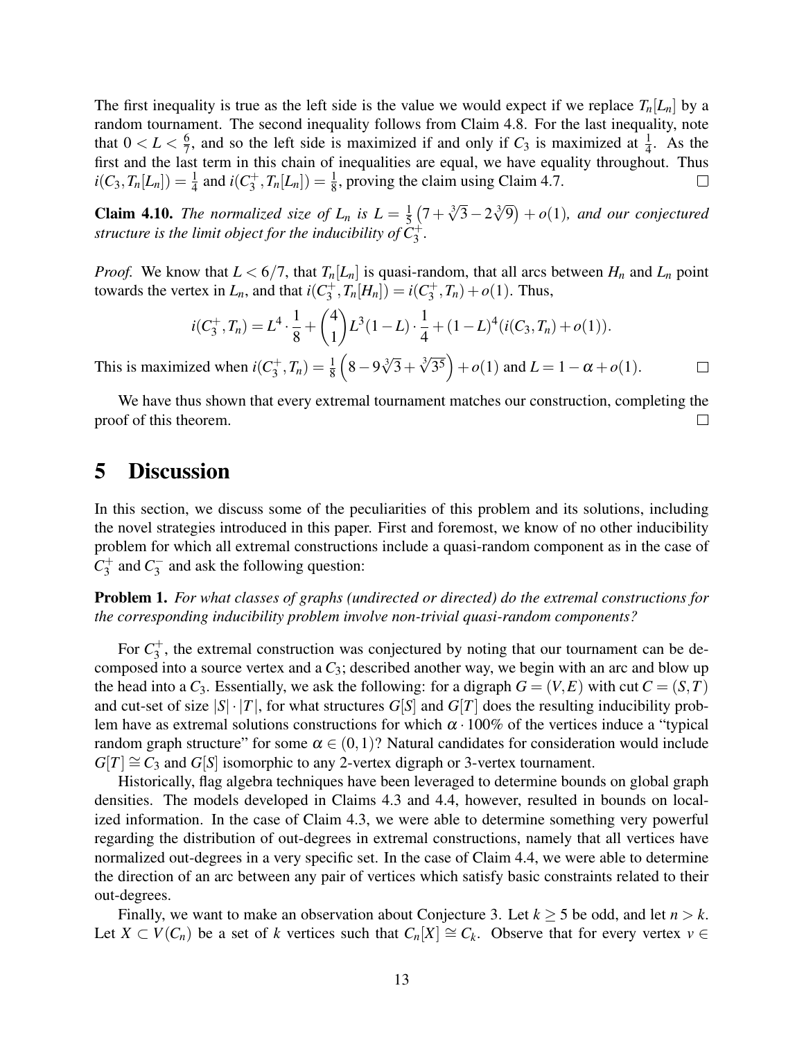The first inequality is true as the left side is the value we would expect if we replace $T_n[L_n]$ by a random tournament. The second inequality follows from Claim 4.8. For the last inequality, note that $0 < L < \frac{6}{7}$, and so the left side is maximized if and only if $C_3$ is maximized at $\frac{1}{4}$. As the first and the last term in this chain of inequalities are equal, we have equality throughout. Thus $i(C_3, T_n[L_n]) = \frac{1}{4}$ and $i(C_3^+, T_n[L_n]) = \frac{1}{8}$, proving the claim using Claim 4.7. $\square$

**Claim 4.10.** *The normalized size of $L_n$ is $L = \frac{1}{5}\left(7 + \sqrt[3]{3} - 2\sqrt[3]{9}\right) + o(1)$, and our conjectured structure is the limit object for the inducibility of $C_3^+$.*

*Proof.* We know that $L < 6/7$, that $T_n[L_n]$ is quasi-random, that all arcs between $H_n$ and $L_n$ point towards the vertex in $L_n$, and that $i(C_3^+, T_n[H_n]) = i(C_3^+, T_n) + o(1)$. Thus,

$$i(C_3^+, T_n) = L^4 \cdot \frac{1}{8} + \binom{4}{1} L^3 (1-L) \cdot \frac{1}{4} + (1-L)^4 (i(C_3, T_n) + o(1)).$$

This is maximized when $i(C_3^+, T_n) = \frac{1}{8}\left(8 - 9\sqrt[3]{3} + \sqrt[3]{3^5}\right) + o(1)$ and $L = 1 - \alpha + o(1)$. $\square$

We have thus shown that every extremal tournament matches our construction, completing the proof of this theorem. $\square$

# 5 Discussion

In this section, we discuss some of the peculiarities of this problem and its solutions, including the novel strategies introduced in this paper. First and foremost, we know of no other inducibility problem for which all extremal constructions include a quasi-random component as in the case of $C_3^+$ and $C_3^-$ and ask the following question:

**Problem 1.** *For what classes of graphs (undirected or directed) do the extremal constructions for the corresponding inducibility problem involve non-trivial quasi-random components?*

For $C_3^+$, the extremal construction was conjectured by noting that our tournament can be decomposed into a source vertex and a $C_3$; described another way, we begin with an arc and blow up the head into a $C_3$. Essentially, we ask the following: for a digraph $G = (V, E)$ with cut $C = (S, T)$ and cut-set of size $|S| \cdot |T|$, for what structures $G[S]$ and $G[T]$ does the resulting inducibility problem have as extremal solutions constructions for which $\alpha \cdot 100\%$ of the vertices induce a "typical random graph structure" for some $\alpha \in (0, 1)$? Natural candidates for consideration would include $G[T] \cong C_3$ and $G[S]$ isomorphic to any 2-vertex digraph or 3-vertex tournament.

Historically, flag algebra techniques have been leveraged to determine bounds on global graph densities. The models developed in Claims 4.3 and 4.4, however, resulted in bounds on localized information. In the case of Claim 4.3, we were able to determine something very powerful regarding the distribution of out-degrees in extremal constructions, namely that all vertices have normalized out-degrees in a very specific set. In the case of Claim 4.4, we were able to determine the direction of an arc between any pair of vertices which satisfy basic constraints related to their out-degrees.

Finally, we want to make an observation about Conjecture 3. Let $k \geq 5$ be odd, and let $n > k$. Let $X \subset V(C_n)$ be a set of $k$ vertices such that $C_n[X] \cong C_k$. Observe that for every vertex $v \in$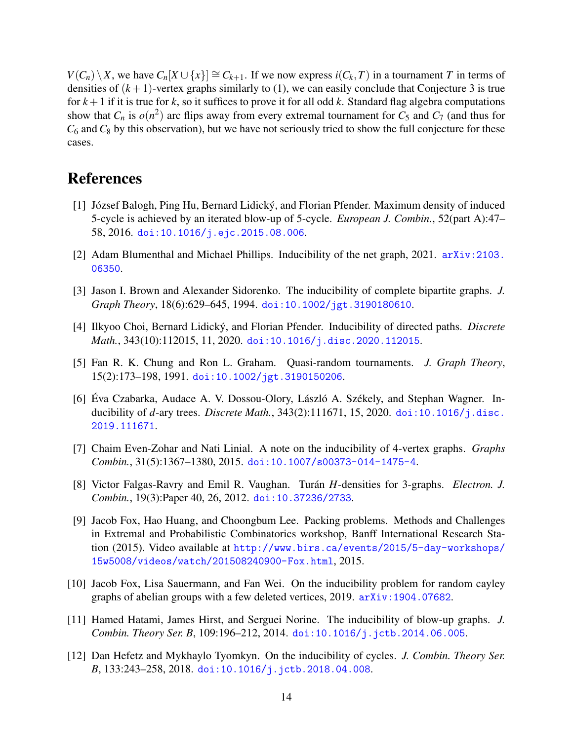$V(C_n) \setminus X$, we have $C_n[X \cup \{x\}] \cong C_{k+1}$. If we now express $i(C_k, T)$ in a tournament $T$ in terms of densities of $(k+1)$-vertex graphs similarly to (1), we can easily conclude that Conjecture 3 is true for $k+1$ if it is true for $k$, so it suffices to prove it for all odd $k$. Standard flag algebra computations show that $C_n$ is $o(n^2)$ arc flips away from every extremal tournament for $C_5$ and $C_7$ (and thus for $C_6$ and $C_8$ by this observation), but we have not seriously tried to show the full conjecture for these cases.

# References

[1] József Balogh, Ping Hu, Bernard Lidický, and Florian Pfender. Maximum density of induced 5-cycle is achieved by an iterated blow-up of 5-cycle. *European J. Combin.*, 52(part A):47–58, 2016. doi:10.1016/j.ejc.2015.08.006.

[2] Adam Blumenthal and Michael Phillips. Inducibility of the net graph, 2021. arXiv:2103.06350.

[3] Jason I. Brown and Alexander Sidorenko. The inducibility of complete bipartite graphs. *J. Graph Theory*, 18(6):629–645, 1994. doi:10.1002/jgt.3190180610.

[4] Ilkyoo Choi, Bernard Lidický, and Florian Pfender. Inducibility of directed paths. *Discrete Math.*, 343(10):112015, 11, 2020. doi:10.1016/j.disc.2020.112015.

[5] Fan R. K. Chung and Ron L. Graham. Quasi-random tournaments. *J. Graph Theory*, 15(2):173–198, 1991. doi:10.1002/jgt.3190150206.

[6] Éva Czabarka, Audace A. V. Dossou-Olory, László A. Székely, and Stephan Wagner. Inducibility of $d$-ary trees. *Discrete Math.*, 343(2):111671, 15, 2020. doi:10.1016/j.disc.2019.111671.

[7] Chaim Even-Zohar and Nati Linial. A note on the inducibility of 4-vertex graphs. *Graphs Combin.*, 31(5):1367–1380, 2015. doi:10.1007/s00373-014-1475-4.

[8] Victor Falgas-Ravry and Emil R. Vaughan. Turán $H$-densities for 3-graphs. *Electron. J. Combin.*, 19(3):Paper 40, 26, 2012. doi:10.37236/2733.

[9] Jacob Fox, Hao Huang, and Choongbum Lee. Packing problems. Methods and Challenges in Extremal and Probabilistic Combinatorics workshop, Banff International Research Station (2015). Video available at http://www.birs.ca/events/2015/5-day-workshops/15w5008/videos/watch/201508240900-Fox.html, 2015.

[10] Jacob Fox, Lisa Sauermann, and Fan Wei. On the inducibility problem for random cayley graphs of abelian groups with a few deleted vertices, 2019. arXiv:1904.07682.

[11] Hamed Hatami, James Hirst, and Serguei Norine. The inducibility of blow-up graphs. *J. Combin. Theory Ser. B*, 109:196–212, 2014. doi:10.1016/j.jctb.2014.06.005.

[12] Dan Hefetz and Mykhaylo Tyomkyn. On the inducibility of cycles. *J. Combin. Theory Ser. B*, 133:243–258, 2018. doi:10.1016/j.jctb.2018.04.008.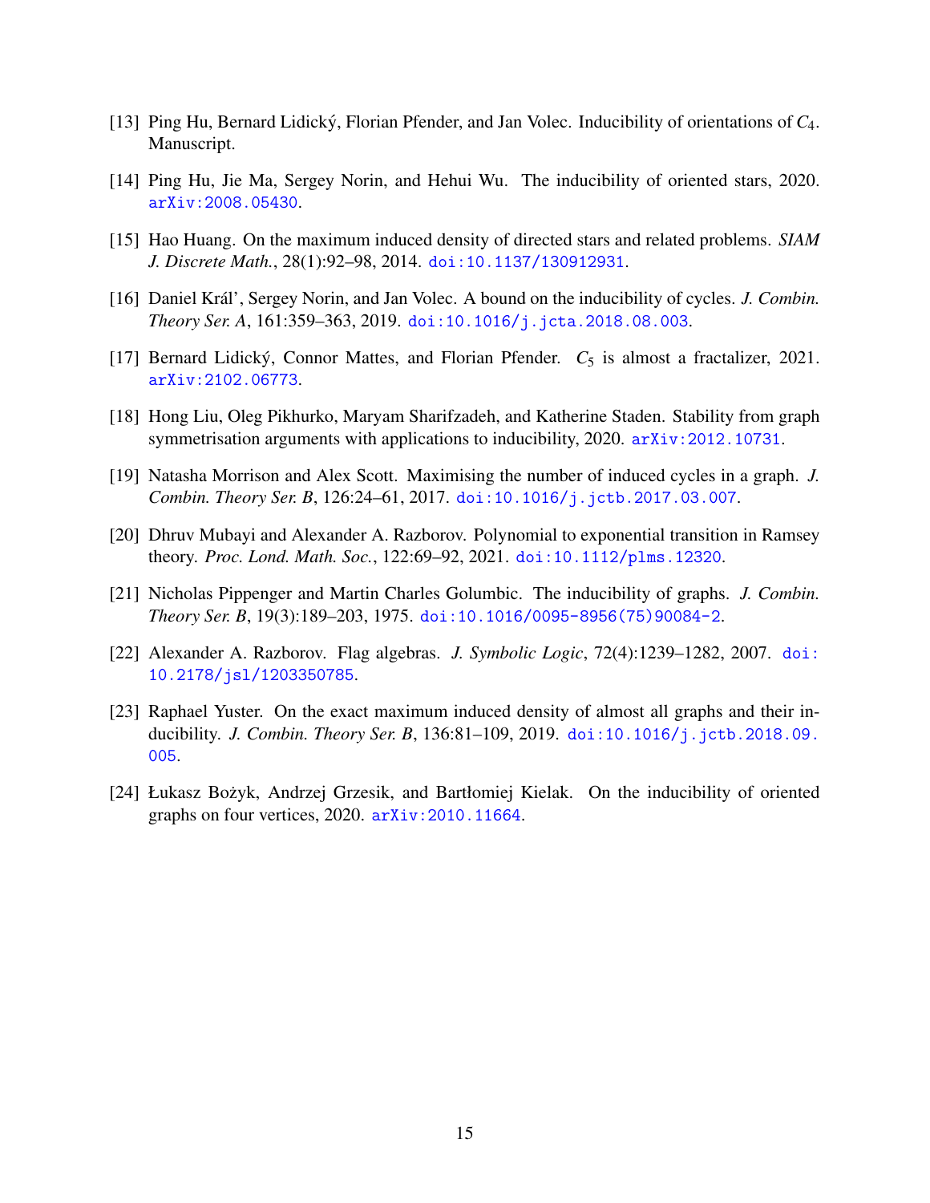[13] Ping Hu, Bernard Lidický, Florian Pfender, and Jan Volec. Inducibility of orientations of $C_4$. Manuscript.

[14] Ping Hu, Jie Ma, Sergey Norin, and Hehui Wu. The inducibility of oriented stars, 2020. arXiv:2008.05430.

[15] Hao Huang. On the maximum induced density of directed stars and related problems. *SIAM J. Discrete Math.*, 28(1):92–98, 2014. doi:10.1137/130912931.

[16] Daniel Král', Sergey Norin, and Jan Volec. A bound on the inducibility of cycles. *J. Combin. Theory Ser. A*, 161:359–363, 2019. doi:10.1016/j.jcta.2018.08.003.

[17] Bernard Lidický, Connor Mattes, and Florian Pfender. $C_5$ is almost a fractalizer, 2021. arXiv:2102.06773.

[18] Hong Liu, Oleg Pikhurko, Maryam Sharifzadeh, and Katherine Staden. Stability from graph symmetrisation arguments with applications to inducibility, 2020. arXiv:2012.10731.

[19] Natasha Morrison and Alex Scott. Maximising the number of induced cycles in a graph. *J. Combin. Theory Ser. B*, 126:24–61, 2017. doi:10.1016/j.jctb.2017.03.007.

[20] Dhruv Mubayi and Alexander A. Razborov. Polynomial to exponential transition in Ramsey theory. *Proc. Lond. Math. Soc.*, 122:69–92, 2021. doi:10.1112/plms.12320.

[21] Nicholas Pippenger and Martin Charles Golumbic. The inducibility of graphs. *J. Combin. Theory Ser. B*, 19(3):189–203, 1975. doi:10.1016/0095-8956(75)90084-2.

[22] Alexander A. Razborov. Flag algebras. *J. Symbolic Logic*, 72(4):1239–1282, 2007. doi:10.2178/jsl/1203350785.

[23] Raphael Yuster. On the exact maximum induced density of almost all graphs and their inducibility. *J. Combin. Theory Ser. B*, 136:81–109, 2019. doi:10.1016/j.jctb.2018.09.005.

[24] Łukasz Bożyk, Andrzej Grzesik, and Bartłomiej Kielak. On the inducibility of oriented graphs on four vertices, 2020. arXiv:2010.11664.